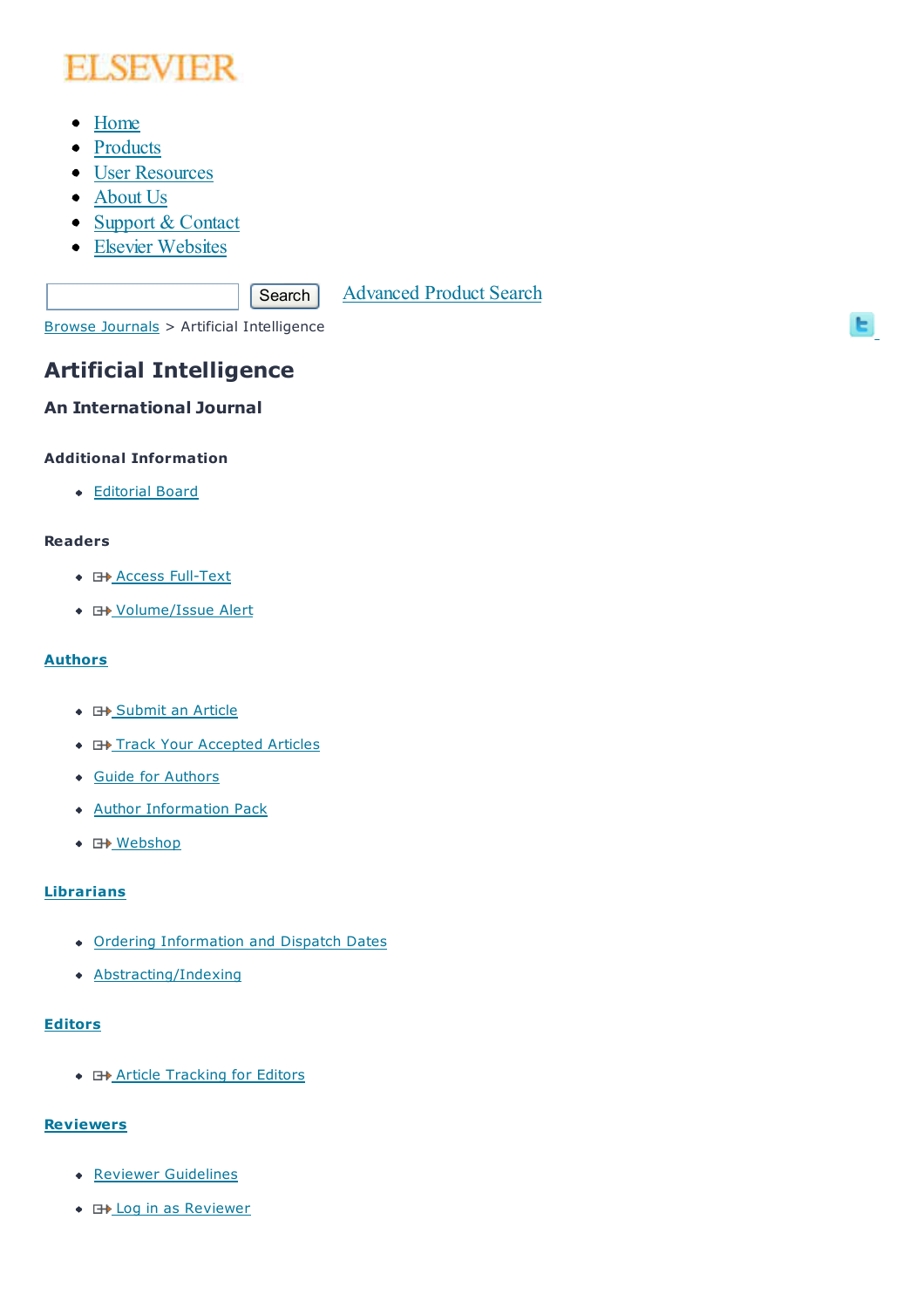ELSEVIER

- Home
- Products
- User Resources
- About Us
- Support & Contact
- Elsevier Websites

Search Advanced Product Search

Browse Journals > Artificial Intelligence

# Artificial Intelligence

## An International Journal

### Additional Information

- Editorial Board

### Readers

- Access Full-Text
- Volume/Issue Alert

### Authors

- Submit an Article
- Track Your Accepted Articles
- Guide for Authors
- Author Information Pack
- Webshop

### Librarians

- Ordering Information and Dispatch Dates
- Abstracting/Indexing

### Editors

- Article Tracking for Editors

### Reviewers

- Reviewer Guidelines
- Log in as Reviewer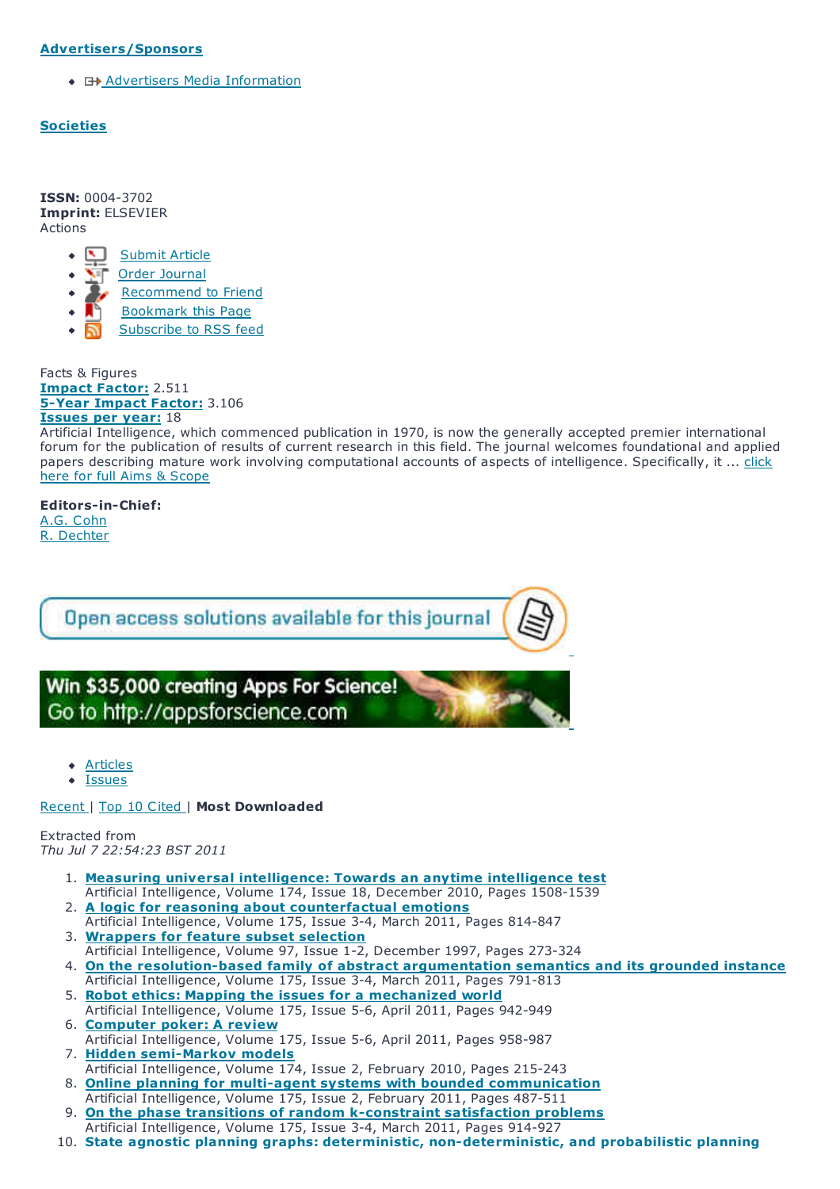**Advertisers/Sponsors**

- Advertisers Media Information

**Societies**

**ISSN:** 0004-3702
**Imprint:** ELSEVIER
Actions

- Submit Article
- Order Journal
- Recommend to Friend
- Bookmark this Page
- Subscribe to RSS feed

Facts & Figures
**Impact Factor:** 2.511
**5-Year Impact Factor:** 3.106
**Issues per year:** 18
Artificial Intelligence, which commenced publication in 1970, is now the generally accepted premier international forum for the publication of results of current research in this field. The journal welcomes foundational and applied papers describing mature work involving computational accounts of aspects of intelligence. Specifically, it ... click here for full Aims & Scope

**Editors-in-Chief:**
A.G. Cohn
R. Dechter

Open access solutions available for this journal

Win $35,000 creating Apps For Science!
Go to http://appsforscience.com

- Articles
- Issues

Recent | Top 10 Cited | **Most Downloaded**

Extracted from
*Thu Jul 7 22:54:23 BST 2011*

1. **Measuring universal intelligence: Towards an anytime intelligence test**
   Artificial Intelligence, Volume 174, Issue 18, December 2010, Pages 1508-1539
2. **A logic for reasoning about counterfactual emotions**
   Artificial Intelligence, Volume 175, Issue 3-4, March 2011, Pages 814-847
3. **Wrappers for feature subset selection**
   Artificial Intelligence, Volume 97, Issue 1-2, December 1997, Pages 273-324
4. **On the resolution-based family of abstract argumentation semantics and its grounded instance**
   Artificial Intelligence, Volume 175, Issue 3-4, March 2011, Pages 791-813
5. **Robot ethics: Mapping the issues for a mechanized world**
   Artificial Intelligence, Volume 175, Issue 5-6, April 2011, Pages 942-949
6. **Computer poker: A review**
   Artificial Intelligence, Volume 175, Issue 5-6, April 2011, Pages 958-987
7. **Hidden semi-Markov models**
   Artificial Intelligence, Volume 174, Issue 2, February 2010, Pages 215-243
8. **Online planning for multi-agent systems with bounded communication**
   Artificial Intelligence, Volume 175, Issue 2, February 2011, Pages 487-511
9. **On the phase transitions of random k-constraint satisfaction problems**
   Artificial Intelligence, Volume 175, Issue 3-4, March 2011, Pages 914-927
10. **State agnostic planning graphs: deterministic, non-deterministic, and probabilistic planning**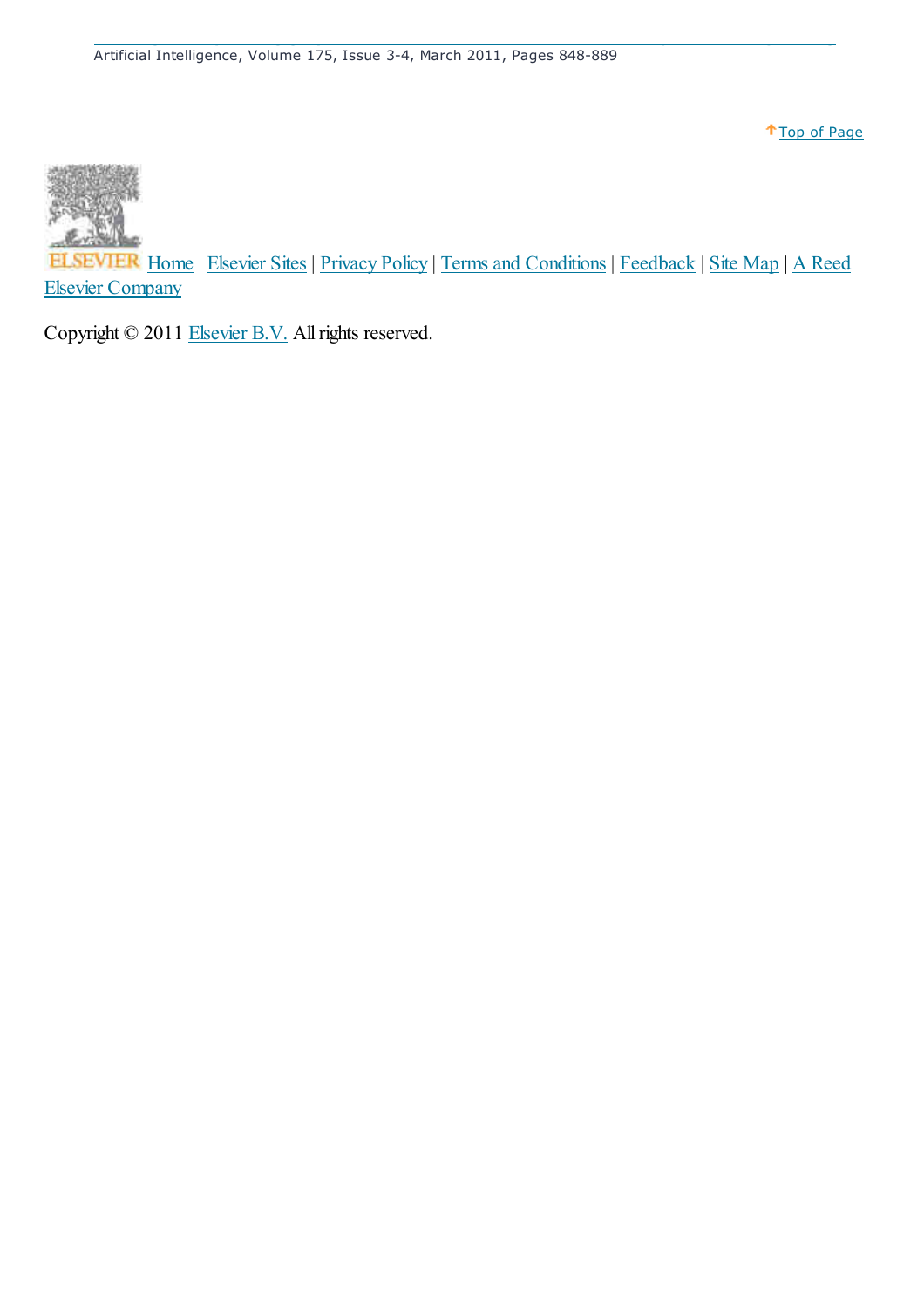Artificial Intelligence, Volume 175, Issue 3-4, March 2011, Pages 848-889

Top of Page

ELSEVIER Home | Elsevier Sites | Privacy Policy | Terms and Conditions | Feedback | Site Map | A Reed Elsevier Company

Copyright © 2011 Elsevier B.V. All rights reserved.